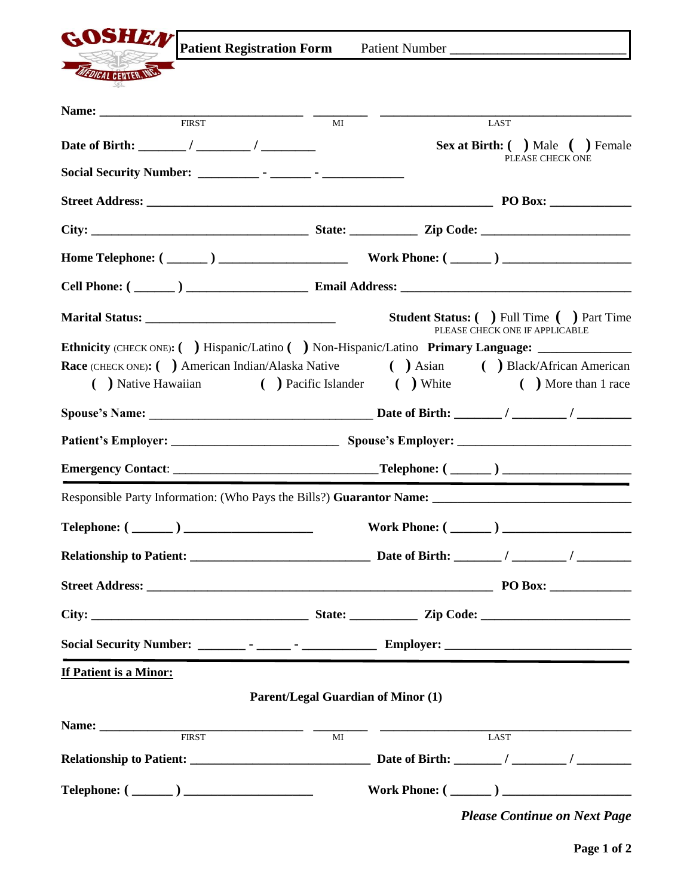**GOSHEN MEDICAL CENTER, INC.**

**Patient Registration Form** Patient Number ______________________

**Name:** ______________________ ________ ______________________
FIRST MI LAST

**Date of Birth:** _______ / ________ / ________ **Sex at Birth:** ( ) Male ( ) Female
PLEASE CHECK ONE

**Social Security Number:** _________ - ______ - ____________

**Street Address:** ______________________________________________ **PO Box:** ____________

**City:** ______________________________ **State:** __________ **Zip Code:** ______________________

**Home Telephone:** ( ______ ) ___________________ **Work Phone:** ( ______ ) ___________________

**Cell Phone:** ( ______ ) __________________ **Email Address:** ___________________________________

**Marital Status:** ____________________________ **Student Status:** ( ) Full Time ( ) Part Time
PLEASE CHECK ONE IF APPLICABLE

**Ethnicity** (CHECK ONE)**:** ( ) Hispanic/Latino ( ) Non-Hispanic/Latino **Primary Language:** ______________

**Race** (CHECK ONE)**:** ( ) American Indian/Alaska Native ( ) Asian ( ) Black/African American
( ) Native Hawaiian ( ) Pacific Islander ( ) White ( ) More than 1 race

**Spouse's Name:** _________________________________ **Date of Birth:** _______ / ________ / ________

**Patient's Employer:** _________________________ **Spouse's Employer:** __________________________

**Emergency Contact**: ______________________________**Telephone:** ( ______ ) ___________________

---

Responsible Party Information: (Who Pays the Bills?) **Guarantor Name:** ______________________________

**Telephone:** ( ______ ) ___________________ **Work Phone:** ( ______ ) ___________________

**Relationship to Patient:** __________________________ **Date of Birth:** _______ / ________ / ________

**Street Address:** ______________________________________________ **PO Box:** ____________

**City:** ______________________________ **State:** __________ **Zip Code:** ______________________

**Social Security Number:** _______ - _____ - ___________ **Employer:** ____________________________

---

**If Patient is a Minor:**

**Parent/Legal Guardian of Minor (1)**

**Name:** ______________________ ________ ______________________
FIRST MI LAST

**Relationship to Patient:** __________________________ **Date of Birth:** _______ / ________ / ________

**Telephone:** ( ______ ) ___________________ **Work Phone:** ( ______ ) ___________________

***Please Continue on Next Page***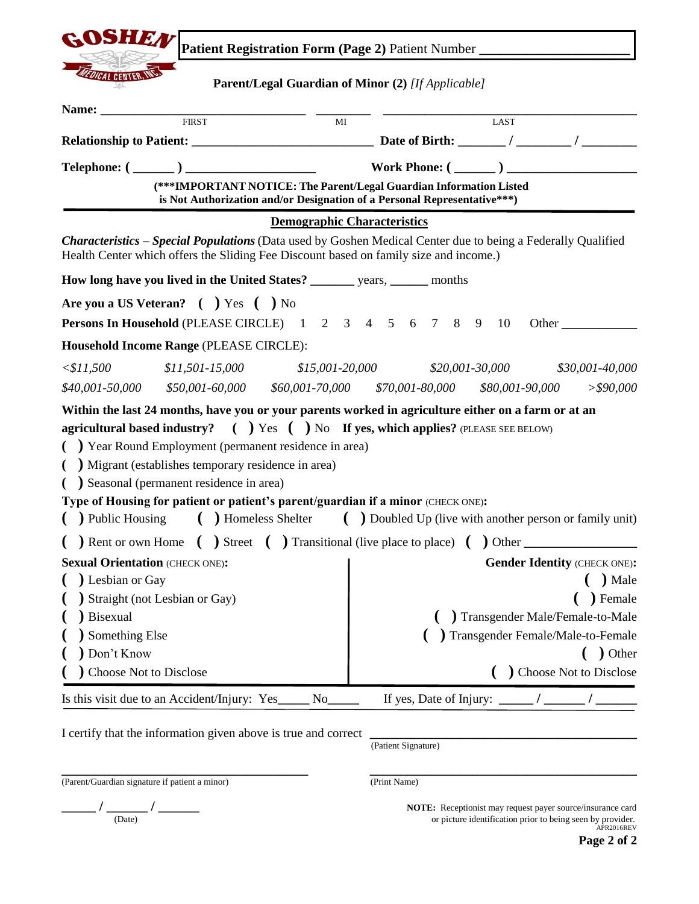GOSHEN MEDICAL CENTER, INC.

**Patient Registration Form (Page 2)** Patient Number ____________________

**Parent/Legal Guardian of Minor (2)** *[If Applicable]*

**Name:** ______________________________ ________ ______________________________________
FIRST MI LAST

**Relationship to Patient:** ___________________________ **Date of Birth:** _______ / ________ / ________

**Telephone:** ( ______ ) ___________________ **Work Phone:** ( ______ ) ___________________

**(\*\*\*IMPORTANT NOTICE: The Parent/Legal Guardian Information Listed is Not Authorization and/or Designation of a Personal Representative\*\*\*)**

## Demographic Characteristics

***Characteristics – Special Populations*** (Data used by Goshen Medical Center due to being a Federally Qualified Health Center which offers the Sliding Fee Discount based on family size and income.)

**How long have you lived in the United States?** _______ years, ______ months

**Are you a US Veteran?** ( ) Yes ( ) No

**Persons In Household** (PLEASE CIRCLE) 1 2 3 4 5 6 7 8 9 10 Other ___________

**Household Income Range** (PLEASE CIRCLE):

*<$11,500* *$11,501-15,000* *$15,001-20,000* *$20,001-30,000* *$30,001-40,000*

*$40,001-50,000* *$50,001-60,000* *$60,001-70,000* *$70,001-80,000* *$80,001-90,000* *>$90,000*

**Within the last 24 months, have you or your parents worked in agriculture either on a farm or at an agricultural based industry?** ( ) Yes ( ) No **If yes, which applies?** (PLEASE SEE BELOW)

( ) Year Round Employment (permanent residence in area)
( ) Migrant (establishes temporary residence in area)
( ) Seasonal (permanent residence in area)

**Type of Housing for patient or patient's parent/guardian if a minor** (CHECK ONE)**:**

( ) Public Housing ( ) Homeless Shelter ( ) Doubled Up (live with another person or family unit)
( ) Rent or own Home ( ) Street ( ) Transitional (live place to place) ( ) Other ________________

**Sexual Orientation** (CHECK ONE)**:**

( ) Lesbian or Gay
( ) Straight (not Lesbian or Gay)
( ) Bisexual
( ) Something Else
( ) Don't Know
( ) Choose Not to Disclose

**Gender Identity** (CHECK ONE)**:**

( ) Male
( ) Female
( ) Transgender Male/Female-to-Male
( ) Transgender Female/Male-to-Female
( ) Other
( ) Choose Not to Disclose

Is this visit due to an Accident/Injury: Yes_____ No_____ If yes, Date of Injury: _____ / ______ / ______

I certify that the information given above is true and correct ________________________________________
(Patient Signature)

________________________________________ ________________________________________
(Parent/Guardian signature if patient a minor) (Print Name)

_____ / ______ / ______
(Date)

**NOTE:** Receptionist may request payer source/insurance card or picture identification prior to being seen by provider.

APR2016REV